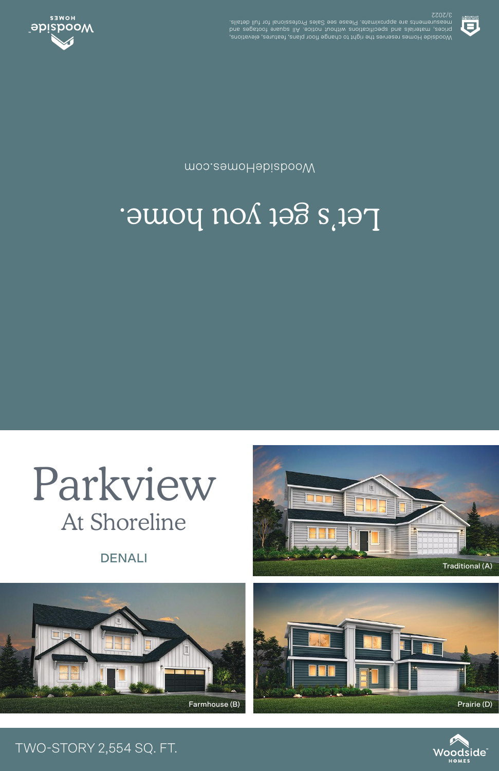Woodside HOMES

Woodside Homes reserves the right to change floor plans, features, elevations, prices, materials and specifications without notice. All square footages and measurements are approximate. Please see Sales Professional for full details. 3/2022

# Let's get you home.

WoodsideHomes.com

# Parkview

## At Shoreline

DENALI

Traditional (A)

Farmhouse (B)

Prairie (D)

TWO-STORY 2,554 SQ. FT.

Woodside HOMES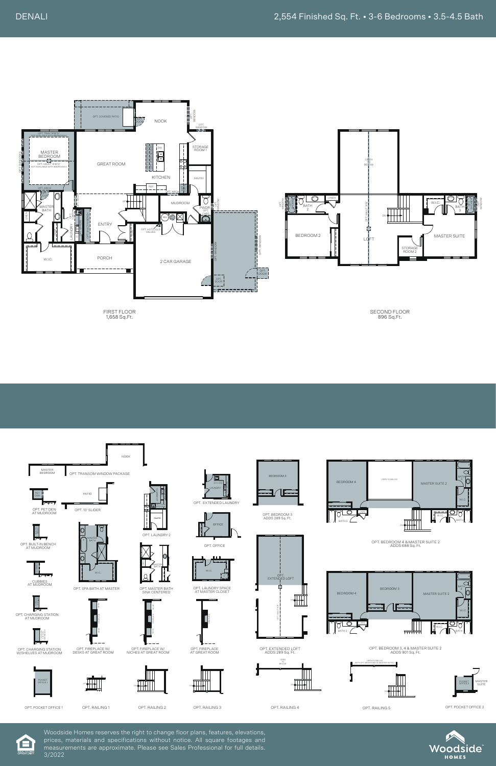# DENALI

2,554 Finished Sq. Ft. • 3-6 Bedrooms • 3.5-4.5 Bath

OPT. COVERED PATIO
NOOK
STORAGE ROOM 1
MASTER BEDROOM
GREAT ROOM
KITCHEN
PANTRY
MUDROOM
PWDR
MASTER BATH
LAUNDRY
ENTRY
W.I.C.
PORCH
2 CAR GARAGE

FIRST FLOOR
1,658 Sq.Ft.

BEDROOM 2
BATH 2
LINEN
OPEN TO BELOW
LOFT
STORAGE ROOM 2
W.I.C.
BATH 3
MASTER SUITE

SECOND FLOOR
896 Sq.Ft.

OPT. TRANSOM WINDOW PACKAGE
OPT. PET DEN AT MUDROOM
OPT. 10' SLIDER
OPT. LAUNDRY 2
OPT. EXTENDED LAUNDRY
OPT. BEDROOM 3 ADDS 289 Sq. Ft.
OPT. BEDROOM 4 & MASTER SUITE 2 ADDS 688 Sq. Ft.
OPT. BUILT-IN BENCH AT MUDROOM
OPT. OFFICE
CUBBIES AT MUDROOM
OPT. SPA BATH AT MASTER
OPT. MASTER BATH SINK CENTERED
OPT. LAUNDRY SPACE AT MASTER CLOSET
OPT. CHARGING STATION AT MUDROOM
OPT. BEDROOM 3, 4 & MASTER SUITE 2 ADDS 901 Sq. Ft.
OPT. CHARGING STATION W/SHELVES AT MUDROOM
OPT. FIREPLACE W/ DESKS AT GREAT ROOM
OPT. FIREPLACE W/ NICHES AT GREAT ROOM
OPT. FIREPLACE AT GREAT ROOM
OPT. EXTENDED LOFT ADDS 289 Sq. Ft.
OPT. POCKET OFFICE 1
OPT. RAILING 1
OPT. RAILING 2
OPT. RAILING 3
OPT. RAILING 4
OPT. RAILING 5
OPT. POCKET OFFICE 2

Woodside Homes reserves the right to change floor plans, features, elevations, prices, materials and specifications without notice. All square footages and measurements are approximate. Please see Sales Professional for full details. 3/2022

Woodside HOMES